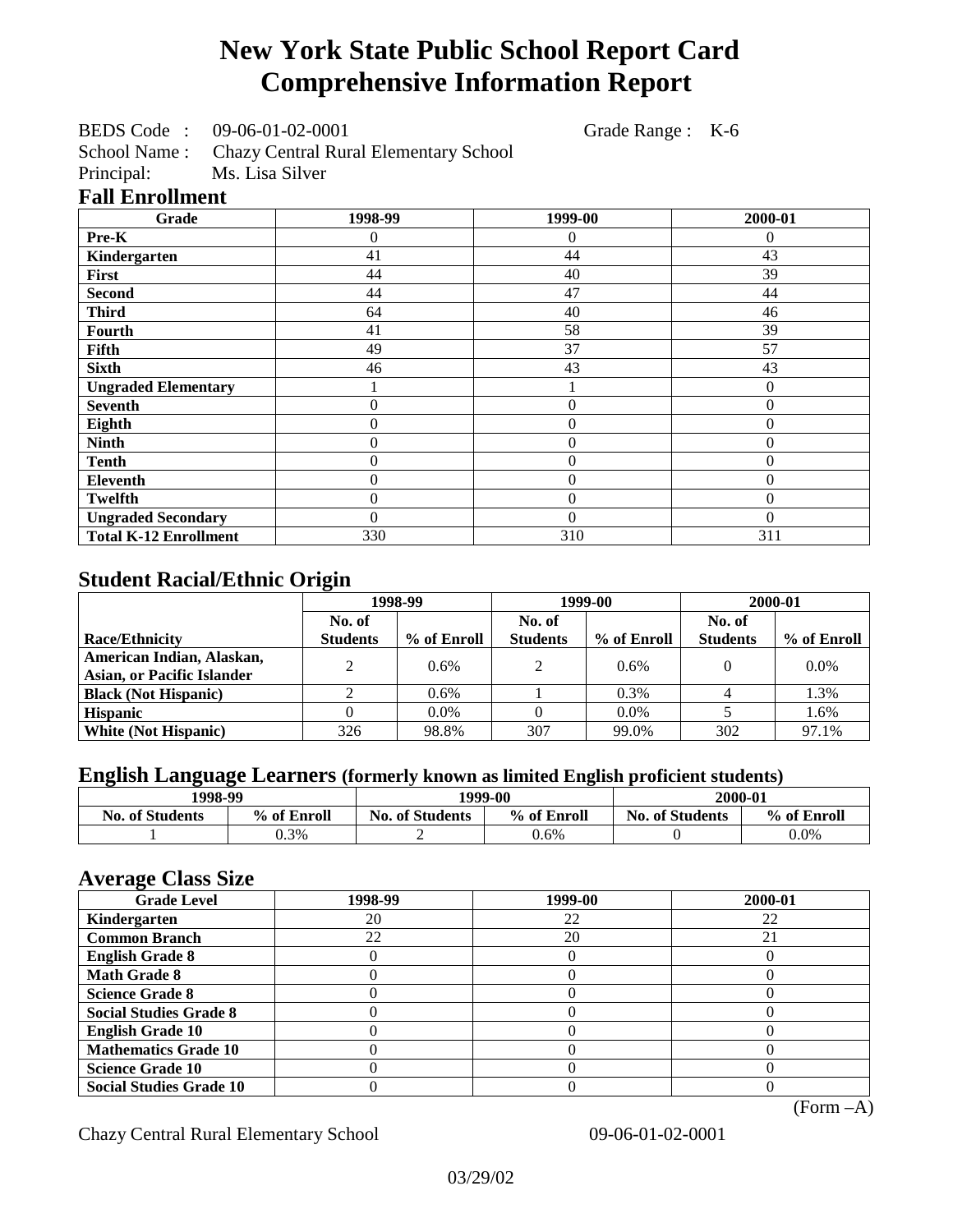# New York State Public School Report Card
# Comprehensive Information Report

BEDS Code : 09-06-01-02-0001 Grade Range : K-6
School Name : Chazy Central Rural Elementary School
Principal: Ms. Lisa Silver

## Fall Enrollment

| Grade | 1998-99 | 1999-00 | 2000-01 |
|---|---|---|---|
| Pre-K | 0 | 0 | 0 |
| Kindergarten | 41 | 44 | 43 |
| First | 44 | 40 | 39 |
| Second | 44 | 47 | 44 |
| Third | 64 | 40 | 46 |
| Fourth | 41 | 58 | 39 |
| Fifth | 49 | 37 | 57 |
| Sixth | 46 | 43 | 43 |
| Ungraded Elementary | 1 | 1 | 0 |
| Seventh | 0 | 0 | 0 |
| Eighth | 0 | 0 | 0 |
| Ninth | 0 | 0 | 0 |
| Tenth | 0 | 0 | 0 |
| Eleventh | 0 | 0 | 0 |
| Twelfth | 0 | 0 | 0 |
| Ungraded Secondary | 0 | 0 | 0 |
| Total K-12 Enrollment | 330 | 310 | 311 |

## Student Racial/Ethnic Origin

| | 1998-99 | | 1999-00 | | 2000-01 | |
|---|---|---|---|---|---|---|
| Race/Ethnicity | No. of Students | % of Enroll | No. of Students | % of Enroll | No. of Students | % of Enroll |
| American Indian, Alaskan, Asian, or Pacific Islander | 2 | 0.6% | 2 | 0.6% | 0 | 0.0% |
| Black (Not Hispanic) | 2 | 0.6% | 1 | 0.3% | 4 | 1.3% |
| Hispanic | 0 | 0.0% | 0 | 0.0% | 5 | 1.6% |
| White (Not Hispanic) | 326 | 98.8% | 307 | 99.0% | 302 | 97.1% |

## English Language Learners (formerly known as limited English proficient students)

| 1998-99 | | 1999-00 | | 2000-01 | |
|---|---|---|---|---|---|
| No. of Students | % of Enroll | No. of Students | % of Enroll | No. of Students | % of Enroll |
| 1 | 0.3% | 2 | 0.6% | 0 | 0.0% |

## Average Class Size

| Grade Level | 1998-99 | 1999-00 | 2000-01 |
|---|---|---|---|
| Kindergarten | 20 | 22 | 22 |
| Common Branch | 22 | 20 | 21 |
| English Grade 8 | 0 | 0 | 0 |
| Math Grade 8 | 0 | 0 | 0 |
| Science Grade 8 | 0 | 0 | 0 |
| Social Studies Grade 8 | 0 | 0 | 0 |
| English Grade 10 | 0 | 0 | 0 |
| Mathematics Grade 10 | 0 | 0 | 0 |
| Science Grade 10 | 0 | 0 | 0 |
| Social Studies Grade 10 | 0 | 0 | 0 |

(Form –A)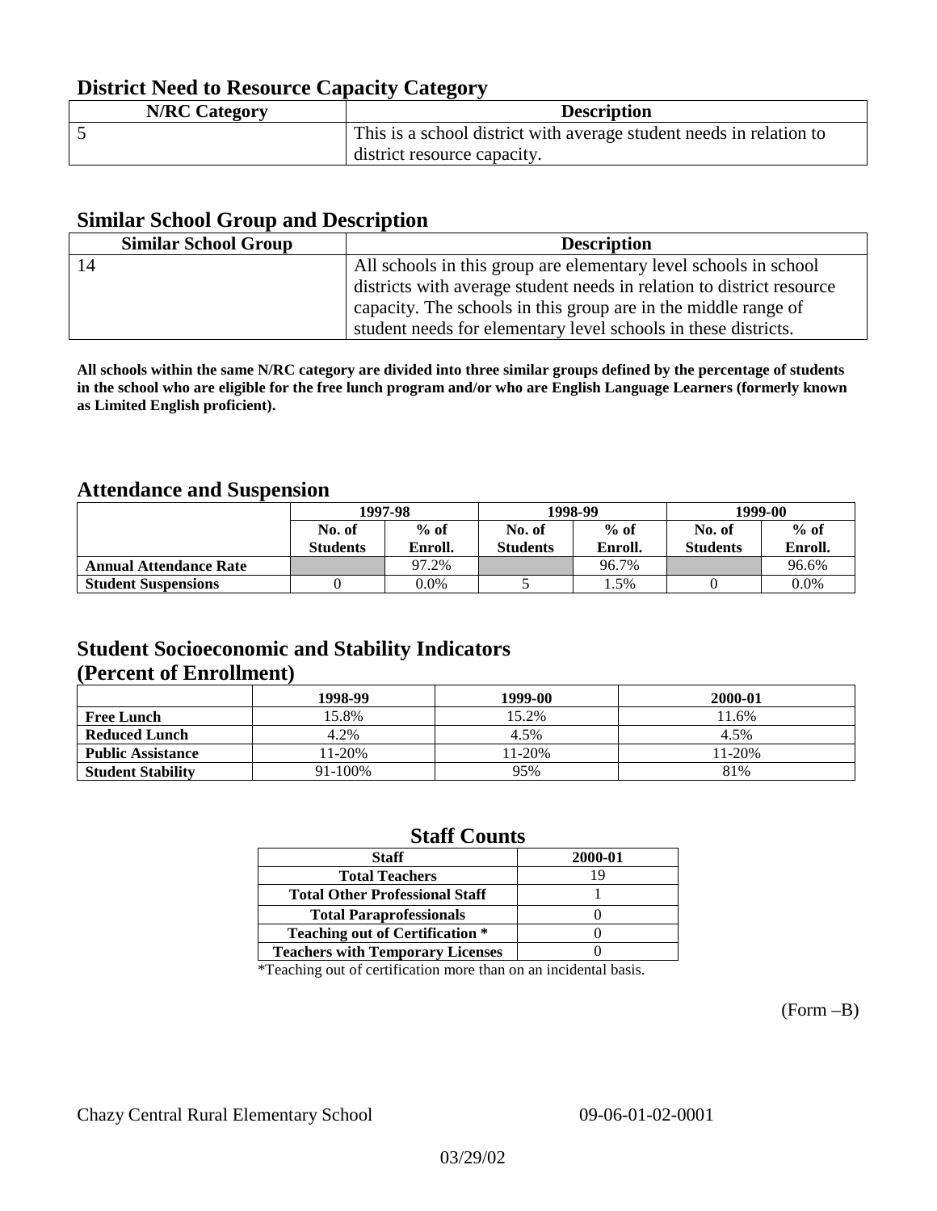## District Need to Resource Capacity Category

| N/RC Category | Description |
| --- | --- |
| 5 | This is a school district with average student needs in relation to district resource capacity. |

## Similar School Group and Description

| Similar School Group | Description |
| --- | --- |
| 14 | All schools in this group are elementary level schools in school districts with average student needs in relation to district resource capacity. The schools in this group are in the middle range of student needs for elementary level schools in these districts. |

**All schools within the same N/RC category are divided into three similar groups defined by the percentage of students in the school who are eligible for the free lunch program and/or who are English Language Learners (formerly known as Limited English proficient).**

## Attendance and Suspension

| | 1997-98 | | 1998-99 | | 1999-00 | |
| --- | --- | --- | --- | --- | --- | --- |
| | No. of Students | % of Enroll. | No. of Students | % of Enroll. | No. of Students | % of Enroll. |
| **Annual Attendance Rate** | | 97.2% | | 96.7% | | 96.6% |
| **Student Suspensions** | 0 | 0.0% | 5 | 1.5% | 0 | 0.0% |

## Student Socioeconomic and Stability Indicators (Percent of Enrollment)

| | 1998-99 | 1999-00 | 2000-01 |
| --- | --- | --- | --- |
| **Free Lunch** | 15.8% | 15.2% | 11.6% |
| **Reduced Lunch** | 4.2% | 4.5% | 4.5% |
| **Public Assistance** | 11-20% | 11-20% | 11-20% |
| **Student Stability** | 91-100% | 95% | 81% |

## Staff Counts

| Staff | 2000-01 |
| --- | --- |
| Total Teachers | 19 |
| Total Other Professional Staff | 1 |
| Total Paraprofessionals | 0 |
| Teaching out of Certification * | 0 |
| Teachers with Temporary Licenses | 0 |

*Teaching out of certification more than on an incidental basis.

(Form –B)

Chazy Central Rural Elementary School 09-06-01-02-0001

03/29/02